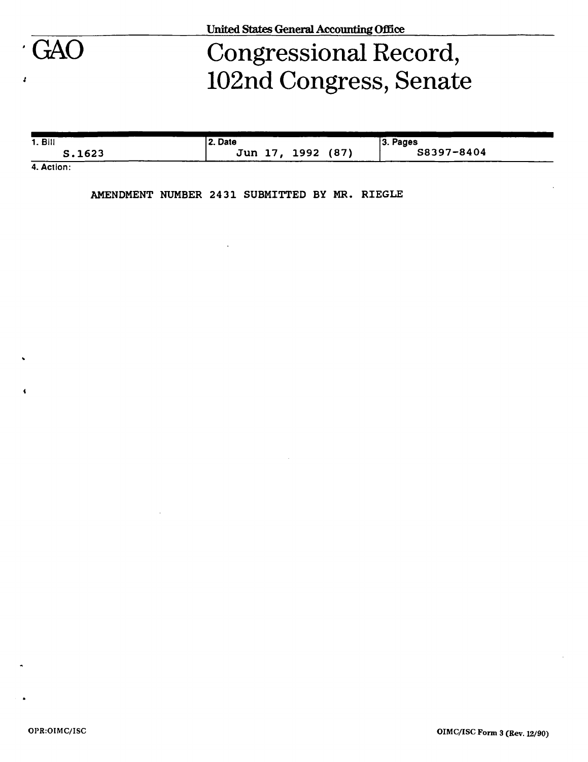United States General Accounting Office

# GAO

# Congressional Record, 102nd Congress, Senate

| 1. Bill | 2. Date | 3. Pages |
|---|---|---|
| S.1623 | Jun 17, 1992 (87) | S8397-8404 |

4. Action:

AMENDMENT NUMBER 2431 SUBMITTED BY MR. RIEGLE

OPR:OIMC/ISC

OIMC/ISC Form 3 (Rev. 12/90)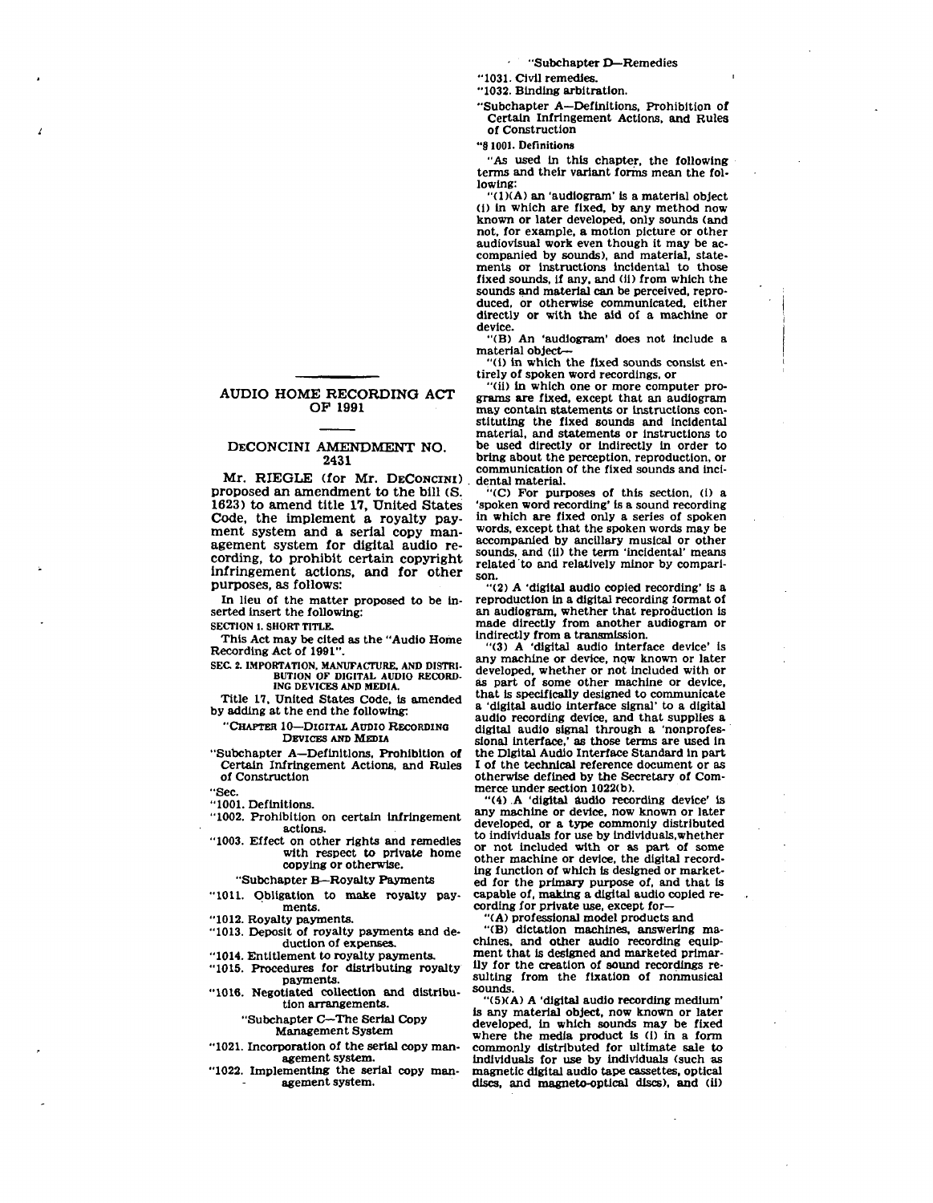## AUDIO HOME RECORDING ACT OF 1991

### DECONCINI AMENDMENT NO. 2431

Mr. RIEGLE (for Mr. DECONCINI) proposed an amendment to the bill (S. 1623) to amend title 17, United States Code, the implement a royalty payment system and a serial copy management system for digital audio recording, to prohibit certain copyright infringement actions, and for other purposes, as follows:

In lieu of the matter proposed to be inserted insert the following:

**SECTION 1. SHORT TITLE.**

This Act may be cited as the "Audio Home Recording Act of 1991".

**SEC. 2. IMPORTATION, MANUFACTURE, AND DISTRIBUTION OF DIGITAL AUDIO RECORDING DEVICES AND MEDIA.**

Title 17, United States Code, is amended by adding at the end the following:

"CHAPTER 10—DIGITAL AUDIO RECORDING DEVICES AND MEDIA

"Subchapter A—Definitions, Prohibition of Certain Infringement Actions, and Rules of Construction

"Sec.

"1001. Definitions.

"1002. Prohibition on certain infringement actions.

"1003. Effect on other rights and remedies with respect to private home copying or otherwise.

"Subchapter B—Royalty Payments

"1011. Obligation to make royalty payments.

"1012. Royalty payments.

"1013. Deposit of royalty payments and deduction of expenses.

"1014. Entitlement to royalty payments.

"1015. Procedures for distributing royalty payments.

"1016. Negotiated collection and distribution arrangements.

"Subchapter C—The Serial Copy Management System

"1021. Incorporation of the serial copy management system.

"1022. Implementing the serial copy management system.

"Subchapter D—Remedies

"1031. Civil remedies.

"1032. Binding arbitration.

"Subchapter A—Definitions, Prohibition of Certain Infringement Actions, and Rules of Construction

"§ 1001. Definitions

"As used in this chapter, the following terms and their variant forms mean the following:

"(1)(A) an 'audiogram' is a material object (i) in which are fixed, by any method now known or later developed, only sounds (and not, for example, a motion picture or other audiovisual work even though it may be accompanied by sounds), and material, statements or instructions incidental to those fixed sounds, if any, and (ii) from which the sounds and material can be perceived, reproduced, or otherwise communicated, either directly or with the aid of a machine or device.

"(B) An 'audiogram' does not include a material object—

"(i) in which the fixed sounds consist entirely of spoken word recordings, or

"(ii) in which one or more computer programs are fixed, except that an audiogram may contain statements or instructions constituting the fixed sounds and incidental material, and statements or instructions to be used directly or indirectly in order to bring about the perception, reproduction, or communication of the fixed sounds and incidental material.

"(C) For purposes of this section, (i) a 'spoken word recording' is a sound recording in which are fixed only a series of spoken words, except that the spoken words may be accompanied by ancillary musical or other sounds, and (ii) the term 'incidental' means related to and relatively minor by comparison.

"(2) A 'digital audio copied recording' is a reproduction in a digital recording format of an audiogram, whether that reproduction is made directly from another audiogram or indirectly from a transmission.

"(3) A 'digital audio interface device' is any machine or device, now known or later developed, whether or not included with or as part of some other machine or device, that is specifically designed to communicate a 'digital audio interface signal' to a digital audio recording device, and that supplies a digital audio signal through a 'nonprofessional interface,' as those terms are used in the Digital Audio Interface Standard in part I of the technical reference document or as otherwise defined by the Secretary of Commerce under section 1022(b).

"(4) A 'digital audio recording device' is any machine or device, now known or later developed, or a type commonly distributed to individuals for use by individuals, whether or not included with or as part of some other machine or device, the digital recording function of which is designed or marketed for the primary purpose of, and that is capable of, making a digital audio copied recording for private use, except for—

"(A) professional model products and

"(B) dictation machines, answering machines, and other audio recording equipment that is designed and marketed primarily for the creation of sound recordings resulting from the fixation of nonmusical sounds.

"(5)(A) A 'digital audio recording medium' is any material object, now known or later developed, in which sounds may be fixed where the media product is (i) in a form commonly distributed for ultimate sale to individuals for use by individuals (such as magnetic digital audio tape cassettes, optical discs, and magneto-optical discs), and (ii)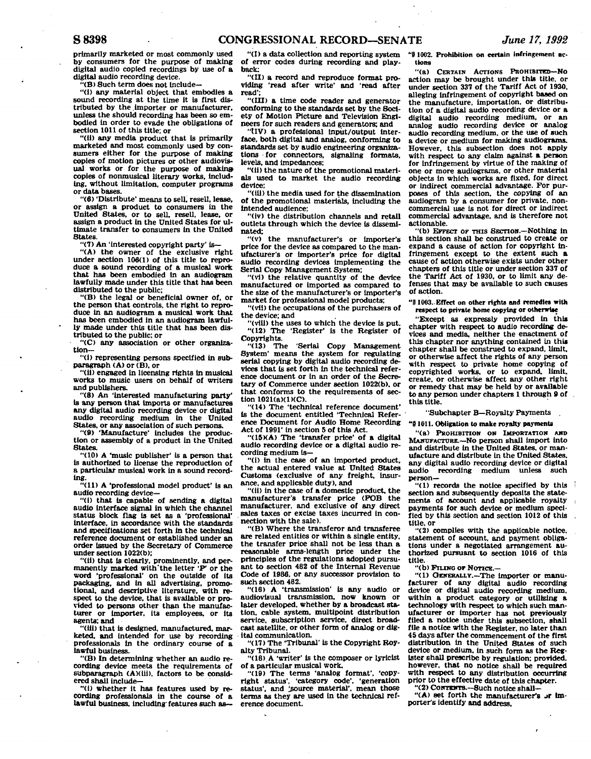primarily marketed or most commonly used by consumers for the purpose of making digital audio copied recordings by use of a digital audio recording device.

"(B) Such term does not include—

"(i) any material object that embodies a sound recording at the time it is first distributed by the importer or manufacturer, unless the should recording has been so embodied in order to evade the obligations of section 1011 of this title; or

"(ii) any media product that is primarily marketed and most commonly used by consumers either for the purpose of making copies of motion pictures or other audiovisual works or for the purpose of making copies of nonmusical literary works, including, without limitation, computer programs or data bases.

"(6) 'Distribute' means to sell, resell, lease, or assign a product to consumers in the United States, or to sell, resell, lease, or assign a product in the United States for ultimate transfer to consumers in the United States.

"(7) An 'interested copyright party' is—

"(A) the owner of the exclusive right under section 106(1) of this title to reproduce a sound recording of a musical work that has been embodied in an audiogram lawfully made under this title that has been distributed to the public;

"(B) the legal or beneficial owner of, or the person that controls, the right to reproduce in an audiogram a musical work that has been embodied in an audiogram lawfully made under this title that has been distributed to the public; or

"(C) any association or other organization—

"(i) representing persons specified in subparagraph (A) or (B), or

"(ii) engaged in licensing rights in musical works to music users on behalf of writers and publishers.

"(8) An 'interested manufacturing party' is any person that imports or manufactures any digital audio recording device or digital audio recording medium in the United States, or any association of such persons.

"(9) 'Manufacture' includes the production or assembly of a product in the United States.

"(10) A 'music publisher' is a person that is authorized to license the reproduction of a particular musical work in a sound recording.

"(11) A 'professional model product' is an audio recording device—

"(i) that is capable of sending a digital audio interface signal in which the channel status block flag is set as a 'professional' interface, in accordance with the standards and specifications set forth in the technical reference document or established under an order issued by the Secretary of Commerce under section 1022(b);

"(ii) that is clearly, prominently, and permanently marked with the letter 'P' or the word 'professional' on the outside of its packaging, and in all advertising, promotional, and descriptive literature, with respect to the device, that is available or provided to persons other than the manufacturer or importer, its employees, or its agents; and

"(iii) that is designed, manufactured, marketed, and intended for use by recording professionals in the ordinary course of a lawful business.

"(B) In determining whether an audio recording device meets the requirements of subparagraph (A)(iii), factors to be considered shall include—

"(i) whether it has features used by recording professionals in the course of a lawful business, including features such as—

"(I) a data collection and reporting system of error codes during recording and playback;

"(II) a record and reproduce format providing 'read after write' and 'read after read';

"(III) a time code reader and generator conforming to the standards set by the Society of Motion Picture and Television Engineers for such readers and generators; and

"(IV) a professional input/output interface, both digital and analog, conforming to standards set by audio engineering organizations for connectors, signaling formats, levels, and impedances;

"(ii) the nature of the promotional materials used to market the audio recording device;

"(iii) the media used for the dissemination of the promotional materials, including the intended audience;

"(iv) the distribution channels and retail outlets through which the device is disseminated;

"(v) the manufacturer's or importer's price for the device as compared to the manufacturer's or importer's price for digital audio recording devices implementing the Serial Copy Management System;

"(vi) the relative quantity of the device manufactured or imported as compared to the size of the manufacturer's or importer's market for professional model products;

"(vii) the occupations of the purchasers of the device; and

"(viii) the uses to which the device is put.

"(12) The 'Register' is the Register of Copyrights.

"(13) The 'Serial Copy Management System' means the system for regulating serial copying by digital audio recording devices that is set forth in the technical reference document or in an order of the Secretary of Commerce under section 1022(b), or that conforms to the requirements of section 1021(a)(1)(C).

"(14) The 'technical reference document' is the document entitled 'Technical Reference Document for Audio Home Recording Act of 1991' in section 5 of this Act.

"(15)(A) The 'transfer price' of a digital audio recording device or a digital audio recording medium is—

"(i) in the case of an imported product, the actual entered value at United States Customs (exclusive of any freight, insurance, and applicable duty), and

"(ii) in the case of a domestic product, the manufacturer's transfer price (FOB the manufacturer, and exclusive of any direct sales taxes or excise taxes incurred in connection with the sale).

"(B) Where the transferor and transferee are related entities or within a single entity, the transfer price shall not be less than a reasonable arms-length price under the principles of the regulations adopted pursuant to section 482 of the Internal Revenue Code of 1986, or any successor provision to such section 482.

"(16) A 'transmission' is any audio or audiovisual transmission, now known or later developed, whether by a broadcast station, cable system, multipoint distribution service, subscription service, direct broadcast satellite, or other form of analog or digital communication.

"(17) The 'Tribunal' is the Copyright Royalty Tribunal.

"(18) A 'writer' is the composer or lyricist of a particular musical work.

"(19) The terms 'analog format', 'copyright status', 'category code', 'generation status', and 'source material', mean those terms as they are used in the technical reference document.

**"§ 1002. Prohibition on certain infringement actions**

"(a) CERTAIN ACTIONS PROHIBITED.—No action may be brought under this title, or under section 337 of the Tariff Act of 1930, alleging infringement of copyright based on the manufacture, importation, or distribution of a digital audio recording device or a digital audio recording medium, or an analog audio recording device or analog audio recording medium, or the use of such a device or medium for making audiograms. However, this subsection does not apply with respect to any claim against a person for infringement by virtue of the making of one or more audiograms, or other material objects in which works are fixed, for direct or indirect commercial advantage. For purposes of this section, the copying of an audiogram by a consumer for private, noncommercial use is not for direct or indirect commercial advantage, and is therefore not actionable.

"(b) EFFECT OF THIS SECTION.—Nothing in this section shall be construed to create or expand a cause of action for copyright infringement except to the extent such a cause of action otherwise exists under other chapters of this title or under section 337 of the Tariff Act of 1930, or to limit any defenses that may be available to such causes of action.

**"§ 1003. Effect on other rights and remedies with respect to private home copying or otherwise**

"Except as expressly provided in this chapter with respect to audio recording devices and media, neither the enactment of this chapter nor anything contained in this chapter shall be construed to expand, limit, or otherwise affect the rights of any person with respect to private home copying of copyrighted works, or to expand, limit, create, or otherwise affect any other right or remedy that may be held by or available to any person under chapters 1 through 9 of this title.

"Subchapter B—Royalty Payments

**"§ 1011. Obligation to make royalty payments**

"(a) PROHIBITION ON IMPORTATION AND MANUFACTURE.—No person shall import into and distribute in the United States, or manufacture and distribute in the United States, any digital audio recording device or digital audio recording medium unless such person—

"(1) records the notice specified by this section and subsequently deposits the statements of account and applicable royalty payments for such device or medium specified by this section and section 1012 of this title, or

"(2) complies with the applicable notice, statement of account, and payment obligations under a negotiated arrangement authorized pursuant to section 1016 of this title.

"(b) FILING OF NOTICE.—

"(1) GENERALLY.—The importer or manufacturer of any digital audio recording device or digital audio recording medium, within a product category or utilizing a technology with respect to which such manufacturer or importer has not previously filed a notice under this subsection, shall file a notice with the Register, no later than 45 days after the commencement of the first distribution in the United States of such device or medium, in such form as the Register shall prescribe by regulation; provided, however, that no notice shall be required with respect to any distribution occurring prior to the effective date of this chapter.

"(2) CONTENTS.—Such notice shall—

"(A) set forth the manufacturer's or importer's identify and address,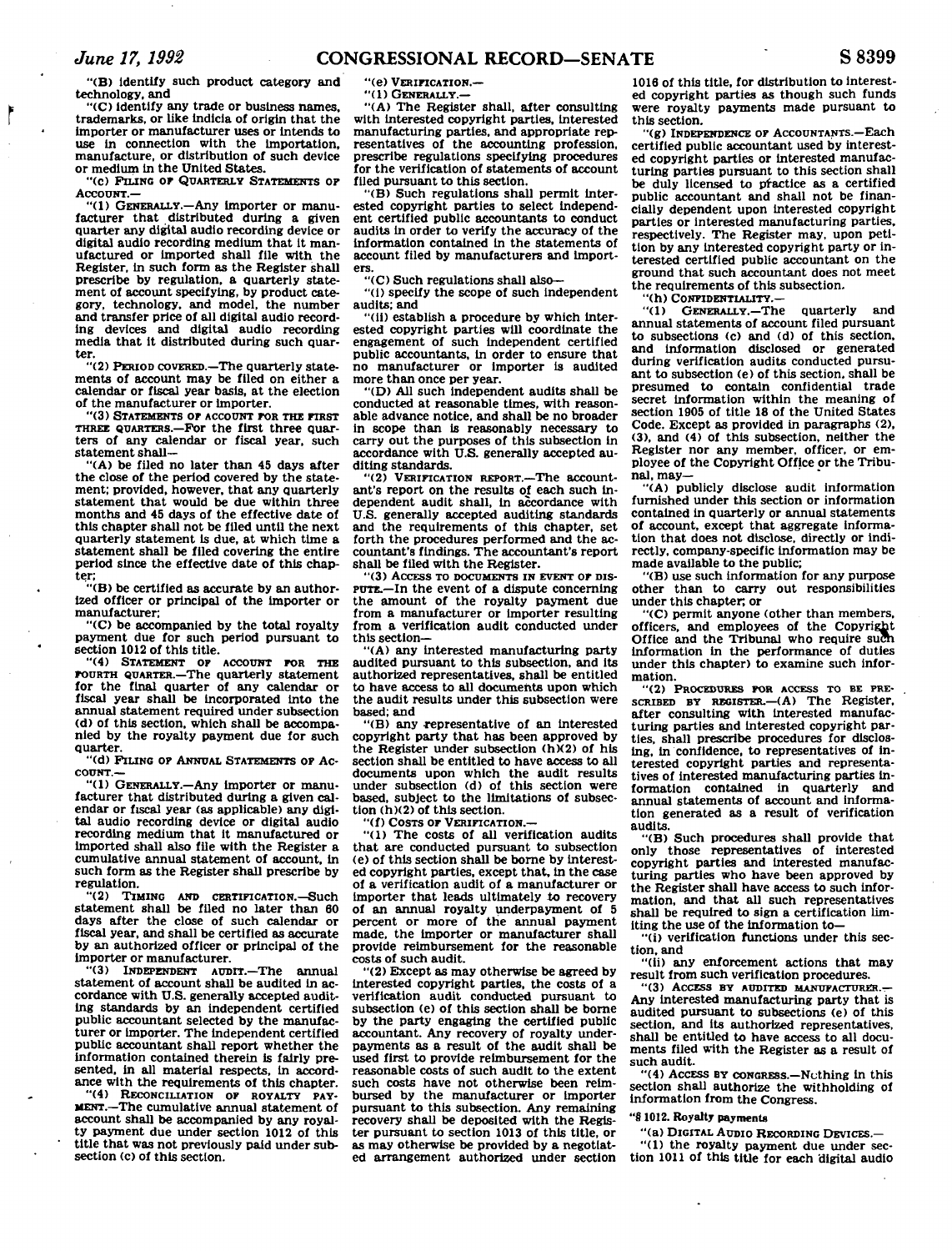"(B) identify such product category and technology, and

"(C) identify any trade or business names, trademarks, or like indicia of origin that the importer or manufacturer uses or intends to use in connection with the importation, manufacture, or distribution of such device or medium in the United States.

"(c) FILING OF QUARTERLY STATEMENTS OF ACCOUNT.—

"(1) GENERALLY.—Any importer or manufacturer that distributed during a given quarter any digital audio recording device or digital audio recording medium that it manufactured or imported shall file with the Register, in such form as the Register shall prescribe by regulation, a quarterly statement of account specifying, by product category, technology, and model, the number and transfer price of all digital audio recording devices and digital audio recording media that it distributed during such quarter.

"(2) PERIOD COVERED.—The quarterly statements of account may be filed on either a calendar or fiscal year basis, at the election of the manufacturer or importer.

"(3) STATEMENTS OF ACCOUNT FOR THE FIRST THREE QUARTERS.—For the first three quarters of any calendar or fiscal year, such statement shall—

"(A) be filed no later than 45 days after the close of the period covered by the statement; provided, however, that any quarterly statement that would be due within three months and 45 days of the effective date of this chapter shall not be filed until the next quarterly statement is due, at which time a statement shall be filed covering the entire period since the effective date of this chapter;

"(B) be certified as accurate by an authorized officer or principal of the importer or manufacturer;

"(C) be accompanied by the total royalty payment due for such period pursuant to section 1012 of this title.

"(4) STATEMENT OF ACCOUNT FOR THE FOURTH QUARTER.—The quarterly statement for the final quarter of any calendar or fiscal year shall be incorporated into the annual statement required under subsection (d) of this section, which shall be accompanied by the royalty payment due for such quarter.

"(d) FILING OF ANNUAL STATEMENTS OF ACCOUNT.—

"(1) GENERALLY.—Any importer or manufacturer that distributed during a given calendar or fiscal year (as applicable) any digital audio recording device or digital audio recording medium that it manufactured or imported shall also file with the Register a cumulative annual statement of account, in such form as the Register shall prescribe by regulation.

"(2) TIMING AND CERTIFICATION.—Such statement shall be filed no later than 60 days after the close of such calendar or fiscal year, and shall be certified as accurate by an authorized officer or principal of the importer or manufacturer.

"(3) INDEPENDENT AUDIT.—The annual statement of account shall be audited in accordance with U.S. generally accepted auditing standards by an independent certified public accountant selected by the manufacturer or importer. The independent certified public accountant shall report whether the information contained therein is fairly presented, in all material respects, in accordance with the requirements of this chapter.

"(4) RECONCILIATION OF ROYALTY PAYMENT.—The cumulative annual statement of account shall be accompanied by any royalty payment due under section 1012 of this title that was not previously paid under subsection (c) of this section.

"(e) VERIFICATION.—

"(1) GENERALLY.—

"(A) The Register shall, after consulting with interested copyright parties, interested manufacturing parties, and appropriate representatives of the accounting profession, prescribe regulations specifying procedures for the verification of statements of account filed pursuant to this section.

"(B) Such regulations shall permit interested copyright parties to select independent certified public accountants to conduct audits in order to verify the accuracy of the information contained in the statements of account filed by manufacturers and importers.

"(C) Such regulations shall also—

"(i) specify the scope of such independent audits; and

"(ii) establish a procedure by which interested copyright parties will coordinate the engagement of such independent certified public accountants, in order to ensure that no manufacturer or importer is audited more than once per year.

"(D) All such independent audits shall be conducted at reasonable times, with reasonable advance notice, and shall be no broader in scope than is reasonably necessary to carry out the purposes of this subsection in accordance with U.S. generally accepted auditing standards.

"(2) VERIFICATION REPORT.—The accountant's report on the results of each such independent audit shall, in accordance with U.S. generally accepted auditing standards and the requirements of this chapter, set forth the procedures performed and the accountant's findings. The accountant's report shall be filed with the Register.

"(3) ACCESS TO DOCUMENTS IN EVENT OF DISPUTE.—In the event of a dispute concerning the amount of the royalty payment due from a manufacturer or importer resulting from a verification audit conducted under this section—

"(A) any interested manufacturing party audited pursuant to this subsection, and its authorized representatives, shall be entitled to have access to all documents upon which the audit results under this subsection were based; and

"(B) any representative of an interested copyright party that has been approved by the Register under subsection (h)(2) of his section shall be entitled to have access to all documents upon which the audit results under subsection (d) of this section were based, subject to the limitations of subsection (h)(2) of this section.

"(f) COSTS OF VERIFICATION.—

"(1) The costs of all verification audits that are conducted pursuant to subsection (e) of this section shall be borne by interested copyright parties, except that, in the case of a verification audit of a manufacturer or importer that leads ultimately to recovery of an annual royalty underpayment of 5 percent or more of the annual payment made, the importer or manufacturer shall provide reimbursement for the reasonable costs of such audit.

"(2) Except as may otherwise be agreed by interested copyright parties, the costs of a verification audit conducted pursuant to subsection (e) of this section shall be borne by the party engaging the certified public accountant. Any recovery of royalty underpayments as a result of the audit shall be used first to provide reimbursement for the reasonable costs of such audit to the extent such costs have not otherwise been reimbursed by the manufacturer or importer pursuant to this subsection. Any remaining recovery shall be deposited with the Register pursuant to section 1013 of this title, or as may otherwise be provided by a negotiated arrangement authorized under section 1016 of this title, for distribution to interested copyright parties as though such funds were royalty payments made pursuant to this section.

"(g) INDEPENDENCE OF ACCOUNTANTS.—Each certified public accountant used by interested copyright parties or interested manufacturing parties pursuant to this section shall be duly licensed to practice as a certified public accountant and shall not be financially dependent upon interested copyright parties or interested manufacturing parties, respectively. The Register may, upon petition by any interested copyright party or interested certified public accountant on the ground that such accountant does not meet the requirements of this subsection.

"(h) CONFIDENTIALITY.—

"(1) GENERALLY.—The quarterly and annual statements of account filed pursuant to subsections (c) and (d) of this section, and information disclosed or generated during verification audits conducted pursuant to subsection (e) of this section, shall be presumed to contain confidential trade secret information within the meaning of section 1905 of title 18 of the United States Code. Except as provided in paragraphs (2), (3), and (4) of this subsection, neither the Register nor any member, officer, or employee of the Copyright Office or the Tribunal, may—

"(A) publicly disclose audit information furnished under this section or information contained in quarterly or annual statements of account, except that aggregate information that does not disclose, directly or indirectly, company-specific information may be made available to the public;

"(B) use such information for any purpose other than to carry out responsibilities under this chapter; or

"(C) permit anyone (other than members, officers, and employees of the Copyright Office and the Tribunal who require such information in the performance of duties under this chapter) to examine such information.

"(2) PROCEDURES FOR ACCESS TO BE PRESCRIBED BY REGISTER.—(A) The Register, after consulting with interested manufacturing parties and interested copyright parties, shall prescribe procedures for disclosing, in confidence, to representatives of interested copyright parties and representatives of interested manufacturing parties information contained in quarterly and annual statements of account and information generated as a result of verification audits.

"(B) Such procedures shall provide that only those representatives of interested copyright parties and interested manufacturing parties who have been approved by the Register shall have access to such information, and that all such representatives shall be required to sign a certification limiting the use of the information to—

"(i) verification functions under this section, and

"(ii) any enforcement actions that may result from such verification procedures.

"(3) ACCESS BY AUDITED MANUFACTURER.—Any interested manufacturing party that is audited pursuant to subsections (e) of this section, and its authorized representatives, shall be entitled to have access to all documents filed with the Register as a result of such audit.

"(4) ACCESS BY CONGRESS.—Nothing in this section shall authorize the withholding of information from the Congress.

**"§ 1012. Royalty payments**

"(a) DIGITAL AUDIO RECORDING DEVICES.—

"(1) the royalty payment due under section 1011 of this title for each digital audio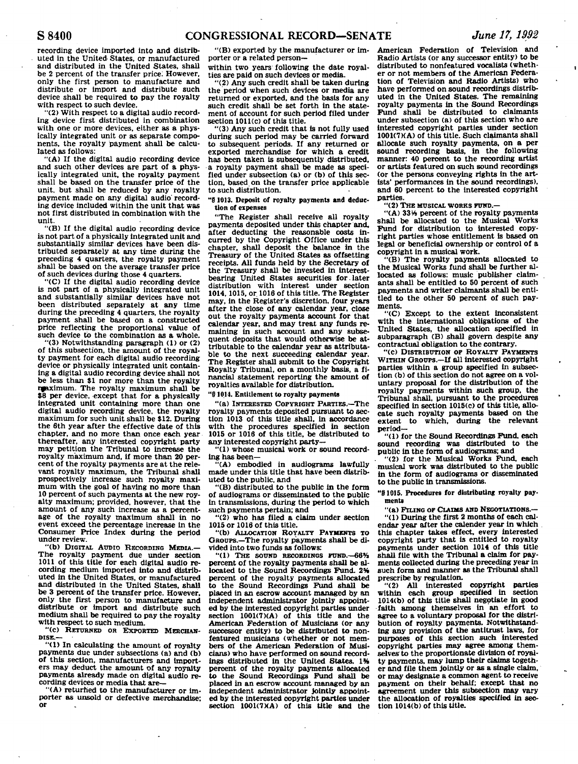recording device imported into and distributed in the United States, or manufactured and distributed in the United States, shall be 2 percent of the transfer price. However, only the first person to manufacture and distribute or import and distribute such device shall be required to pay the royalty with respect to such device.

"(2) With respect to a digital audio recording device first distributed in combination with one or more devices, either as a physically integrated unit or as separate components, the royalty payment shall be calculated as follows:

"(A) If the digital audio recording device and such other devices are part of a physically integrated unit, the royalty payment shall be based on the transfer price of the unit, but shall be reduced by any royalty payment made on any digital audio recording device included within the unit that was not first distributed in combination with the unit.

"(B) If the digital audio recording device is not part of a physically integrated unit and substantially similar devices have been distributed separately at any time during the preceding 4 quarters, the royalty payment shall be based on the average transfer price of such devices during those 4 quarters.

"(C) If the digital audio recording device is not part of a physically integrated unit and substantially similar devices have not been distributed separately at any time during the preceding 4 quarters, the royalty payment shall be based on a constructed price reflecting the proportional value of such device to the combination as a whole.

"(3) Notwithstanding paragraph (1) or (2) of this subsection, the amount of the royalty payment for each digital audio recording device or physically integrated unit containing a digital audio recording device shall not be less than $1 nor more than the royalty maximum. The royalty maximum shall be $8 per device, except that for a physically integrated unit containing more than one digital audio recording device, the royalty maximum for such unit shall be $12. During the 6th year after the effective date of this chapter, and no more than once each year thereafter, any interested copyright party may petition the Tribunal to increase the royalty maximum and, if more than 20 percent of the royalty payments are at the relevant royalty maximum, the Tribunal shall prospectively increase such royalty maximum with the goal of having no more than 10 percent of such payments at the new royalty maximum; provided, however, that the amount of any such increase as a percentage of the royalty maximum shall in no event exceed the percentage increase in the Consumer Price Index during the period under review.

"(b) DIGITAL AUDIO RECORDING MEDIA.—The royalty payment due under section 1011 of this title for each digital audio recording medium imported into and distributed in the United States, or manufactured and distributed in the United States, shall be 3 percent of the transfer price. However, only the first person to manufacture and distribute or import and distribute such medium shall be required to pay the royalty with respect to such medium.

"(c) RETURNED OR EXPORTED MERCHANDISE.—

"(1) In calculating the amount of royalty payments due under subsections (a) and (b) of this section, manufacturers and importers may deduct the amount of any royalty payments already made on digital audio recording devices or media that are—

"(A) returned to the manufacturer or importer as unsold or defective merchandise; or

"(B) exported by the manufacturer or importer or a related person—

within two years following the date royalties are paid on such devices or media.

"(2) Any such credit shall be taken during the period when such devices or media are returned or exported, and the basis for any such credit shall be set forth in the statement of account for such period filed under section 1011(c) of this title.

"(3) Any such credit that is not fully used during such period may be carried forward to subsequent periods. If any returned or exported merchandise for which a credit has been taken is subsequently distributed, a royalty payment shall be made as specified under subsection (a) or (b) of this section, based on the transfer price applicable to such distribution.

**"§ 1013. Deposit of royalty payments and deduction of expenses**

"The Register shall receive all royalty payments deposited under this chapter and, after deducting the reasonable costs incurred by the Copyright Office under this chapter, shall deposit the balance in the Treasury of the United States as offsetting receipts. All funds held by the Secretary of the Treasury shall be invested in interest-bearing United States securities for later distribution with interest under section 1014, 1015, or 1016 of this title. The Register may, in the Register's discretion, four years after the close of any calendar year, close out the royalty payments account for that calendar year, and may treat any funds remaining in such account and any subsequent deposits that would otherwise be attributable to the calendar year as attributable to the next succeeding calendar year. The Register shall submit to the Copyright Royalty Tribunal, on a monthly basis, a financial statement reporting the amount of royalties available for distribution.

**"§ 1014. Entitlement to royalty payments**

"(a) INTERESTED COPYRIGHT PARTIES.—The royalty payments deposited pursuant to section 1013 of this title shall, in accordance with the procedures specified in section 1015 or 1016 of this title, be distributed to any interested copyright party—

"(1) whose musical work or sound recording has been—

"(A) embodied in audiograms lawfully made under this title that have been distributed to the public, and

"(B) distributed to the public in the form of audiograms or disseminated to the public in transmissions, during the period to which such payments pertain; and

"(2) who has filed a claim under section 1015 or 1016 of this title.

"(b) ALLOCATION ROYALTY PAYMENTS TO GROUPS.—The royalty payments shall be divided into two funds as follows:

"(1) THE SOUND RECORDINGS FUND.—66⅔ percent of the royalty payments shall be allocated to the Sound Recordings Fund. 2⅝ percent of the royalty payments allocated to the Sound Recordings Fund shall be placed in an escrow account managed by an independent administrator jointly appointed by the interested copyright parties under section 1001(7)(A) of this title and the American Federation of Musicians (or any successor entity) to be distributed to nonfeatured musicians (whether or not members of the American Federation of Musicians) who have performed on sound recordings distributed in the United States. 1⅜ percent of the royalty payments allocated to the Sound Recordings Fund shall be placed in an escrow account managed by an independent administrator jointly appointed by the interested copyright parties under section 1001(7)(A) of this title and the American Federation of Television and Radio Artists (or any successor entity) to be distributed to nonfeatured vocalists (whether or not members of the American Federation of Television and Radio Artists) who have performed on sound recordings distributed in the United States. The remaining royalty payments in the Sound Recordings Fund shall be distributed to claimants under subsection (a) of this section who are interested copyright parties under section 1001(7)(A) of this title. Such claimants shall allocate such royalty payments, on a per sound recording basis, in the following manner: 40 percent to the recording artist or artists featured on such sound recordings (or the persons conveying rights in the artists' performances in the sound recordings), and 60 percent to the interested copyright parties.

"(2) THE MUSICAL WORKS FUND.—

"(A) 33⅓ percent of the royalty payments shall be allocated to the Musical Works Fund for distribution to interested copyright parties whose entitlement is based on legal or beneficial ownership or control of a copyright in a musical work.

"(B) The royalty payments allocated to the Musical Works fund shall be further allocated as follows: music publisher claimants shall be entitled to 50 percent of such payments and writer claimants shall be entitled to the other 50 percent of such payments.

"(C) Except to the extent inconsistent with the international obligations of the United States, the allocation specified in subparagraph (B) shall govern despite any contractual obligation to the contrary.

"(c) DISTRIBUTION OF ROYALTY PAYMENTS WITHIN GROUPS.—If all interested copyright parties within a group specified in subsection (b) of this section do not agree on a voluntary proposal for the distribution of the royalty payments within such group, the Tribunal shall, pursuant to the procedures specified in section 1015(c) of this title, allocate such royalty payments based on the extent to which, during the relevant period—

"(1) for the Sound Recordings Fund, each sound recording was distributed to the public in the form of audiograms; and

"(2) for the Musical Works Fund, each musical work was distributed to the public in the form of audiograms or disseminated to the public in transmissions.

**"§ 1015. Procedures for distributing royalty payments**

"(a) FILING OF CLAIMS AND NEGOTIATIONS.—

"(1) During the first 2 months of each calendar year after the calender year in which this chapter takes effect, every interested copyright party that is entitled to royalty payments under section 1014 of this title shall file with the Tribunal a claim for payments collected during the preceding year in such form and manner as the Tribunal shall prescribe by regulation.

"(2) All interested copyright parties within each group specified in section 1014(b) of this title shall negotiate in good faith among themselves in an effort to agree to a voluntary proposal for the distribution of royalty payments. Notwithstanding any provision of the antitrust laws, for purposes of this section such interested copyright parties may agree among themselves to the proportionate division of royalty payments, may lump their claims together and file them jointly or as a single claim, or may designate a common agent to receive payment on their behalf; except that no agreement under this subsection may vary the allocation of royalties specified in section 1014(b) of this title.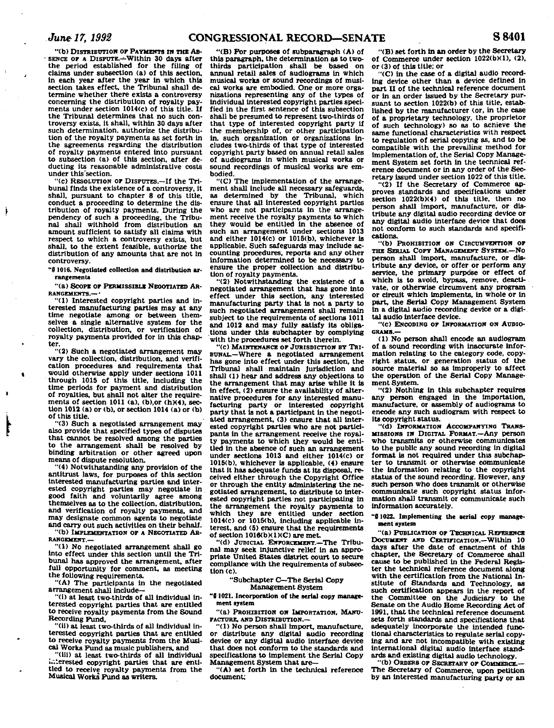"(b) DISTRIBUTION OF PAYMENTS IN THE ABSENCE OF A DISPUTE.—Within 30 days after the period established for the filing of claims under subsection (a) of this section, in each year after the year in which this section takes effect, the Tribunal shall determine whether there exists a controversy concerning the distribution of royalty payments under section 1014(c) of this title. If the Tribunal determines that no such controversy exists, it shall, within 30 days after such determination, authorize the distribution of the royalty payments as set forth in the agreements regarding the distribution of royalty payments entered into pursuant to subsection (a) of this section, after deducting its reasonable administrative costs under this section.

"(c) RESOLUTION OF DISPUTES.—If the Tribunal finds the existence of a controversy, it shall, pursuant to chapter 8 of this title, conduct a proceeding to determine the distribution of royalty payments. During the pendency of such a proceeding, the Tribunal shall withhold from distribution an amount sufficient to satisfy all claims with respect to which a controversy exists, but shall, to the extent feasible, authorize the distribution of any amounts that are not in controversy.

**"§ 1016. Negotiated collection and distribution arrangements**

"(a) SCOPE OF PERMISSIBLE NEGOTIATED ARRANGEMENTS.—

"(1) Interested copyright parties and interested manufacturing parties may at any time negotiate among or between themselves a single alternative system for the collection, distribution, or verification of royalty payments provided for in this chapter.

"(2) Such a negotiated arrangement may vary the collection, distribution, and verification procedures and requirements that would otherwise apply under sections 1011 through 1015 of this title, including the time periods for payment and distribution of royalties, but shall not alter the requirements of section 1011 (a), (b),or (h)(4), section 1012 (a) or (b), or section 1014 (a) or (b) of this title.

"(3) Such a negotiated arrangement may also provide that specified types of disputes that cannot be resolved among the parties to the arrangement shall be resolved by binding arbitration or other agreed upon means of dispute resolution.

"(4) Notwithstanding any provision of the antitrust laws, for purposes of this section interested manufacturing parties and interested copyright parties may negotiate in good faith and voluntarily agree among themselves as to the collection, distribution, and verification of royalty payments, and may designate common agents to negotiate and carry out such activities on their behalf.

"(b) IMPLEMENTATION OF A NEGOTIATED ARRANGEMENT.—

"(1) No negotiated arrangement shall go into effect under this section until the Tribunal has approved the arrangement, after full opportunity for comment, as meeting the following requirements.

"(A) The participants in the negotiated arrangement shall include—

"(i) at least two-thirds of all individual interested copyright parties that are entitled to receive royalty payments from the Sound Recording Fund,

"(ii) at least two-thirds of all individual interested copyright parties that are entitled to receive royalty payments from the Musical Works Fund as music publishers, and

"(iii) at least two-thirds of all individual interested copyright parties that are entitled to receive royalty payments from the Musical Works Fund as writers.

"(B) For purposes of subparagraph (A) of this paragraph, the determination as to two-thirds participation shall be based on annual retail sales of audiograms in which musical works or sound recordings of musical works are embodied. One or more organizations representing any of the types of individual interested copyright parties specified in the first sentence of this subsection shall be presumed to represent two-thirds of that type of interested copyright party if the membership of, or other participation in, such organization or organizations includes two-thirds of that type of interested copyright party based on annual retail sales of audiograms in which musical works or sound recordings of musical works are embodied.

"(C) The implementation of the arrangement shall include all necessary safeguards, as determined by the Tribunal, which ensure that all interested copyright parties who are not participants in the arrangement receive the royalty payments to which they would be entitled in the absence of such an arrangement under sections 1013 and either 1014(c) or 1015(b), whichever is applicable. Such safeguards may include accounting procedures, reports and any other information determined to be necessary to ensure the proper collection and distribution of royalty payments.

"(2) Notwithstanding the existence of a negotiated arrangement that has gone into effect under this section, any interested manufacturing party that is not a party to such negotiated arrangement shall remain subject to the requirements of sections 1011 and 1012 and may fully satisfy its obligations under this subchapter by complying with the procedures set forth therein.

"(c) MAINTENANCE OF JURISDICTION BY TRIBUNAL.—Where a negotiated arrangement has gone into effect under this section, the Tribunal shall maintain jurisdiction and shall (1) hear and address any objections to the arrangement that may arise while it is in effect, (2) ensure the availability of alternative procedures for any interested manufacturing party or interested copyright party that is not a participant in the negotiated arrangement, (3) ensure that all interested copyright parties who are not participants in the arrangement receive the royalty payments to which they would be entitled in the absence of such an arrangement under sections 1013 and either 1014(c) or 1015(b), whichever is applicable, (4) ensure that it has adequate funds at its disposal, received either through the Copyright Office or through the entity administering the negotiated arrangement, to distribute to interested copyright parties not participating in the arrangement the royalty payments to which they are entitled under section 1014(c) or 1015(b), including applicable interest, and (5) ensure that the requirements of section 1016(b)(1)(C) are met.

"(d) JUDICIAL ENFORCEMENT.—The Tribunal may seek injunctive relief in an appropriate United States district court to secure compliance with the requirements of subsection (c).

"Subchapter C—The Serial Copy Management System

**"§ 1021. Incorporation of the serial copy management system**

"(a) PROHIBITION ON IMPORTATION, MANUFACTURE, AND DISTRIBUTION.—

"(1) No person shall import, manufacture, or distribute any digital audio recording device or any digital audio interface device that does not conform to the standards and specifications to implement the Serial Copy Management System that are—

"(A) set forth in the technical reference document;

"(B) set forth in an order by the Secretary of Commerce under section 1022(b)(1), (2), or (3) of this title; or

"(C) in the case of a digital audio recording device other than a device defined in part II of the technical reference document or in an order issued by the Secretary pursuant to section 1022(b) of this title, established by the manufacturer (or, in the case of a proprietary technology, the proprietor of such technology) so as to achieve the same functional characteristics with respect to regulation of serial copying as, and to be compatible with the prevailing method for implementation of, the Serial Copy Management System set forth in the technical reference document or in any order of the Secretary issued under section 1022 of this title.

"(2) If the Secretary of Commerce approves standards and specifications under section 1022(b)(4) of this title, then no person shall import, manufacture, or distribute any digital audio recording device or any digital audio interface device that does not conform to such standards and specifications.

"(b) PROHIBITION ON CIRCUMVENTION OF THE SERIAL COPY MANAGEMENT SYSTEM.—No person shall import, manufacture, or distribute any device, or offer or perform any service, the primary purpose or effect of which is to avoid, bypass, remove, deactivate, or otherwise circumvent any program or circuit which implements, in whole or in part, the Serial Copy Management System in a digital audio recording device or a digital audio interface device.

"(c) ENCODING OF INFORMATION ON AUDIOGRAMS.—

(1) No person shall encode an audiogram of a sound recording with inaccurate information relating to the category code, copyright status, or generation status of the source material so as improperly to affect the operation of the Serial Copy Management System.

"(2) Nothing in this subchapter requires any person engaged in the importation, manufacture, or assembly of audiograms to encode any such audiogram with respect to its copyright status.

"(d) INFORMATION ACCOMPANYING TRANSMISSIONS IN DIGITAL FORMAT.—Any person who transmits or otherwise communicates to the public any sound recording in digital format is not required under this subchapter to transmit or otherwise communicate the information relating to the copyright status of the sound recording. However, any such person who does transmit or otherwise communicate such copyright status information shall transmit or communicate such information accurately.

**"§ 1022. Implementing the serial copy management system**

"(a) PUBLICATION OF TECHNICAL REFERENCE DOCUMENT AND CERTIFICATION.—Within 10 days after the date of enactment of this chapter, the Secretary of Commerce shall cause to be published in the Federal Register the technical reference document along with the certification from the National Institute of Standards and Technology, as such certification appears in the report of the Committee on the Judiciary to the Senate on the Audio Home Recording Act of 1991, that the technical reference document sets forth standards and specifications that adequately incorporate the intended functional characteristics to regulate serial copying and are not incompatible with existing international digital audio interface standards and existing digital audio technology.

"(b) ORDERS OF SECRETARY OF COMMERCE.—The Secretary of Commerce, upon petition by an interested manufacturing party or an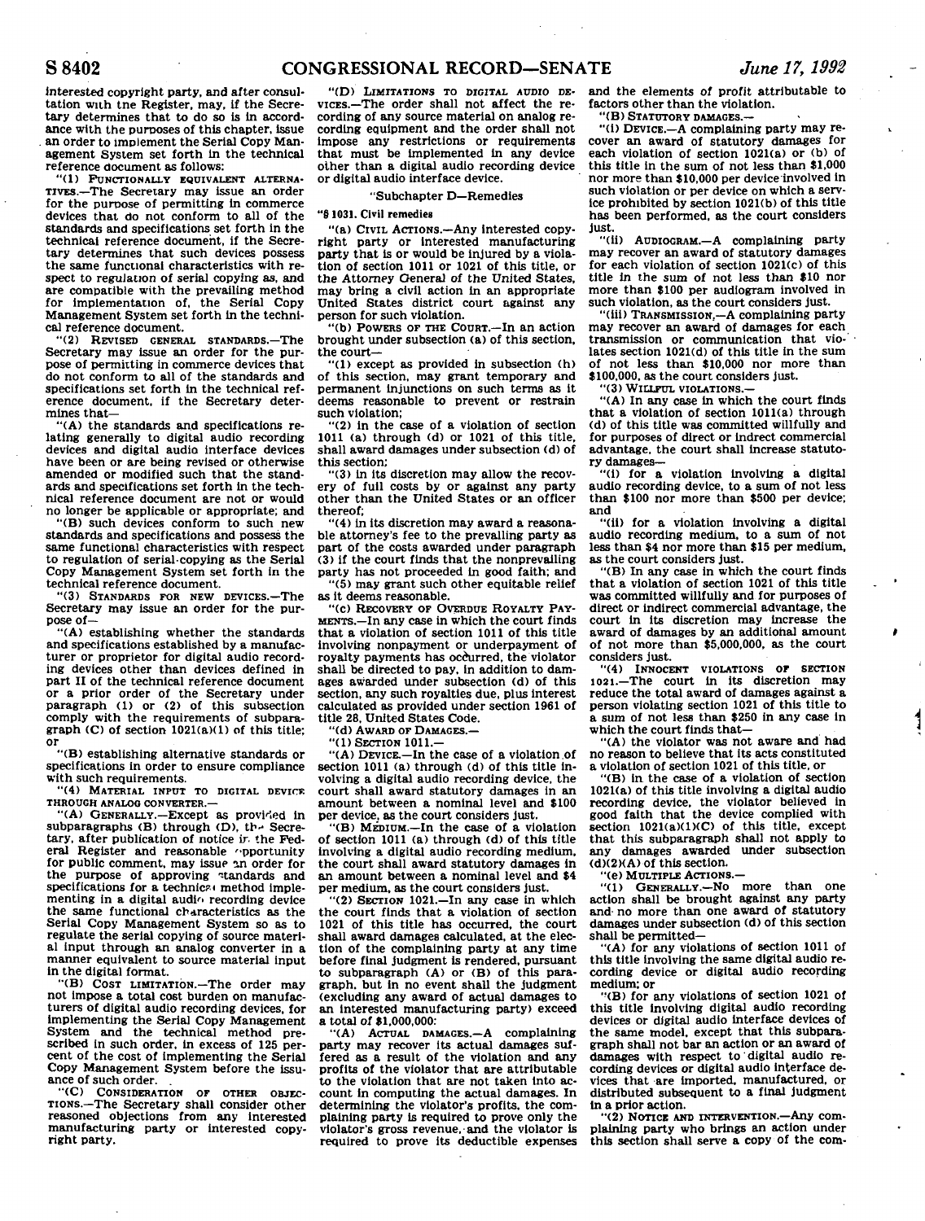interested copyright party, and after consultation with the Register, may, if the Secretary determines that to do so is in accordance with the purposes of this chapter, issue an order to implement the Serial Copy Management System set forth in the technical reference document as follows:

"(1) FUNCTIONALLY EQUIVALENT ALTERNATIVES.—The Secretary may issue an order for the purpose of permitting in commerce devices that do not conform to all of the standards and specifications set forth in the technical reference document, if the Secretary determines that such devices possess the same functional characteristics with respect to regulation of serial copying as, and are compatible with the prevailing method for implementation of, the Serial Copy Management System set forth in the technical reference document.

"(2) REVISED GENERAL STANDARDS.—The Secretary may issue an order for the purpose of permitting in commerce devices that do not conform to all of the standards and specifications set forth in the technical reference document, if the Secretary determines that—

"(A) the standards and specifications relating generally to digital audio recording devices and digital audio interface devices have been or are being revised or otherwise amended or modified such that the standards and specifications set forth in the technical reference document are not or would no longer be applicable or appropriate; and

"(B) such devices conform to such new standards and specifications and possess the same functional characteristics with respect to regulation of serial-copying as the Serial Copy Management System set forth in the technical reference document.

"(3) STANDARDS FOR NEW DEVICES.—The Secretary may issue an order for the purpose of—

"(A) establishing whether the standards and specifications established by a manufacturer or proprietor for digital audio recording devices other than devices defined in part II of the technical reference document or a prior order of the Secretary under paragraph (1) or (2) of this subsection comply with the requirements of subparagraph (C) of section 1021(a)(1) of this title; or

"(B) establishing alternative standards or specifications in order to ensure compliance with such requirements.

"(4) MATERIAL INPUT TO DIGITAL DEVICE THROUGH ANALOG CONVERTER.—

"(A) GENERALLY.—Except as provided in subparagraphs (B) through (D), the Secretary, after publication of notice in the Federal Register and reasonable opportunity for public comment, may issue an order for the purpose of approving standards and specifications for a technical method implementing in a digital audio recording device the same functional characteristics as the Serial Copy Management System so as to regulate the serial copying of source material input through an analog converter in a manner equivalent to source material input in the digital format.

"(B) COST LIMITATION.—The order may not impose a total cost burden on manufacturers of digital audio recording devices, for implementing the Serial Copy Management System and the technical method prescribed in such order, in excess of 125 percent of the cost of implementing the Serial Copy Management System before the issuance of such order.

"(C) CONSIDERATION OF OTHER OBJECTIONS.—The Secretary shall consider other reasoned objections from any interested manufacturing party or interested copyright party.

"(D) LIMITATIONS TO DIGITAL AUDIO DEVICES.—The order shall not affect the recording of any source material on analog recording equipment and the order shall not impose any restrictions or requirements that must be implemented in any device other than a digital audio recording device or digital audio interface device.

"Subchapter D—Remedies

"§ 1031. Civil remedies

"(a) CIVIL ACTIONS.—Any interested copyright party or interested manufacturing party that is or would be injured by a violation of section 1011 or 1021 of this title, or the Attorney General of the United States, may bring a civil action in an appropriate United States district court against any person for such violation.

"(b) POWERS OF THE COURT.—In an action brought under subsection (a) of this section, the court—

"(1) except as provided in subsection (h) of this section, may grant temporary and permanent injunctions on such terms as it deems reasonable to prevent or restrain such violation;

"(2) in the case of a violation of section 1011 (a) through (d) or 1021 of this title, shall award damages under subsection (d) of this section;

"(3) in its discretion may allow the recovery of full costs by or against any party other than the United States or an officer thereof;

"(4) in its discretion may award a reasonable attorney's fee to the prevailing party as part of the costs awarded under paragraph (3) if the court finds that the nonprevailing party has not proceeded in good faith; and

"(5) may grant such other equitable relief as it deems reasonable.

"(c) RECOVERY OF OVERDUE ROYALTY PAYMENTS.—In any case in which the court finds that a violation of section 1011 of this title involving nonpayment or underpayment of royalty payments has occurred, the violator shall be directed to pay, in addition to damages awarded under subsection (d) of this section, any such royalties due, plus interest calculated as provided under section 1961 of title 28, United States Code.

"(d) AWARD OF DAMAGES.—

"(1) SECTION 1011.—

"(A) DEVICE.—In the case of a violation of section 1011 (a) through (d) of this title involving a digital audio recording device, the court shall award statutory damages in an amount between a nominal level and $100 per device, as the court considers just.

"(B) MEDIUM.—In the case of a violation of section 1011 (a) through (d) of this title involving a digital audio recording medium, the court shall award statutory damages in an amount between a nominal level and $4 per medium, as the court considers just.

"(2) SECTION 1021.—In any case in which the court finds that a violation of section 1021 of this title has occurred, the court shall award damages calculated, at the election of the complaining party at any time before final judgment is rendered, pursuant to subparagraph (A) or (B) of this paragraph, but in no event shall the judgment (excluding any award of actual damages to an interested manufacturing party) exceed a total of $1,000,000:

"(A) ACTUAL DAMAGES.—A complaining party may recover its actual damages suffered as a result of the violation and any profits of the violator that are attributable to the violation that are not taken into account in computing the actual damages. In determining the violator's profits, the complaining party is required to prove only the violator's gross revenue, and the violator is required to prove its deductible expenses and the elements of profit attributable to factors other than the violation.

"(B) STATUTORY DAMAGES.—

"(i) DEVICE.—A complaining party may recover an award of statutory damages for each violation of section 1021(a) or (b) of this title in the sum of not less than $1,000 nor more than $10,000 per device involved in such violation or per device on which a service prohibited by section 1021(b) of this title has been performed, as the court considers just.

"(ii) AUDIOGRAM.—A complaining party may recover an award of statutory damages for each violation of section 1021(c) of this title in the sum of not less than $10 nor more than $100 per audiogram involved in such violation, as the court considers just.

"(iii) TRANSMISSION.—A complaining party may recover an award of damages for each transmission or communication that violates section 1021(d) of this title in the sum of not less than $10,000 nor more than $100,000, as the court considers just.

"(3) WILLFUL VIOLATIONS.—

"(A) In any case in which the court finds that a violation of section 1011(a) through (d) of this title was committed willfully and for purposes of direct or indirect commercial advantage, the court shall increase statutory damages—

"(i) for a violation involving a digital audio recording device, to a sum of not less than $100 nor more than $500 per device; and

"(ii) for a violation involving a digital audio recording medium, to a sum of not less than $4 nor more than $15 per medium, as the court considers just.

"(B) In any case in which the court finds that a violation of section 1021 of this title was committed willfully and for purposes of direct or indirect commercial advantage, the court in its discretion may increase the award of damages by an additional amount of not more than $5,000,000, as the court considers just.

"(4) INNOCENT VIOLATIONS OF SECTION 1021.—The court in its discretion may reduce the total award of damages against a person violating section 1021 of this title to a sum of not less than $250 in any case in which the court finds that—

"(A) the violator was not aware and had no reason to believe that its acts constituted a violation of section 1021 of this title, or

"(B) in the case of a violation of section 1021(a) of this title involving a digital audio recording device, the violator believed in good faith that the device complied with section 1021(a)(1)(C) of this title, except that this subparagraph shall not apply to any damages awarded under subsection (d)(2)(A) of this section.

"(e) MULTIPLE ACTIONS.—

"(1) GENERALLY.—No more than one action shall be brought against any party and no more than one award of statutory damages under subsection (d) of this section shall be permitted—

"(A) for any violations of section 1011 of this title involving the same digital audio recording device or digital audio recording medium; or

"(B) for any violations of section 1021 of this title involving digital audio recording devices or digital audio interface devices of the same model, except that this subparagraph shall not bar an action or an award of damages with respect to digital audio recording devices or digital audio interface devices that are imported, manufactured, or distributed subsequent to a final judgment in a prior action.

"(2) NOTICE AND INTERVENTION.—Any complaining party who brings an action under this section shall serve a copy of the com-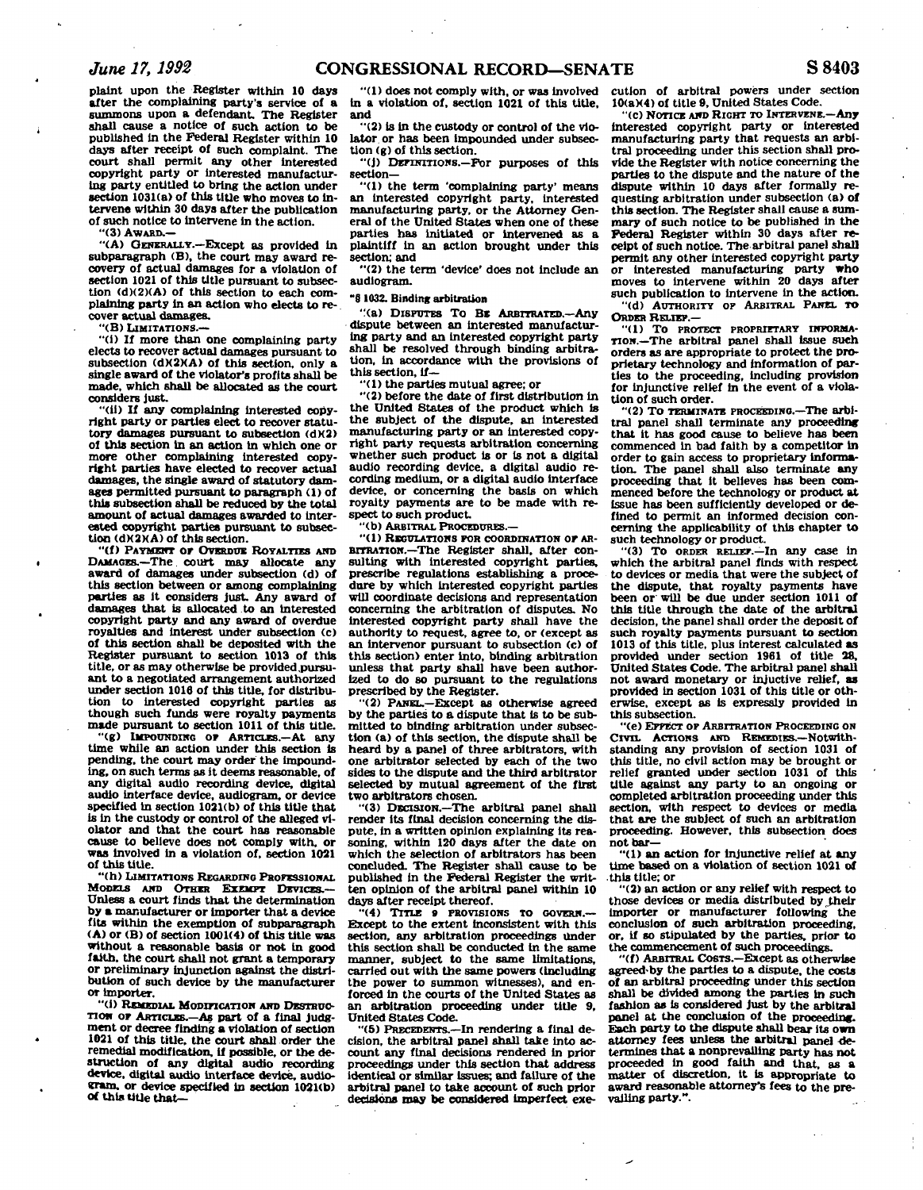plaint upon the Register within 10 days after the complaining party's service of a summons upon a defendant. The Register shall cause a notice of such action to be published in the Federal Register within 10 days after receipt of such complaint. The court shall permit any other interested copyright party or interested manufacturing party entitled to bring the action under section 1031(a) of this title who moves to intervene within 30 days after the publication of such notice to intervene in the action.

"(3) AWARD.—

"(A) GENERALLY.—Except as provided in subparagraph (B), the court may award recovery of actual damages for a violation of section 1021 of this title pursuant to subsection (d)(2)(A) of this section to each complaining party in an action who elects to recover actual damages.

"(B) LIMITATIONS.—

"(i) If more than one complaining party elects to recover actual damages pursuant to subsection (d)(2)(A) of this section, only a single award of the violator's profits shall be made, which shall be allocated as the court considers just.

"(ii) If any complaining interested copyright party or parties elect to recover statutory damages pursuant to subsection (d)(2) of this section in an action in which one or more other complaining interested copyright parties have elected to recover actual damages, the single award of statutory damages permitted pursuant to paragraph (1) of this subsection shall be reduced by the total amount of actual damages awarded to interested copyright parties pursuant to subsection (d)(2)(A) of this section.

"(f) PAYMENT OF OVERDUE ROYALTIES AND DAMAGES.—The court may allocate any award of damages under subsection (d) of this section between or among complaining parties as it considers just. Any award of damages that is allocated to an interested copyright party and any award of overdue royalties and interest under subsection (c) of this section shall be deposited with the Register pursuant to section 1013 of this title, or as may otherwise be provided pursuant to a negotiated arrangement authorized under section 1016 of this title, for distribution to interested copyright parties as though such funds were royalty payments made pursuant to section 1011 of this title.

"(g) IMPOUNDING OF ARTICLES.—At any time while an action under this section is pending, the court may order the impounding, on such terms as it deems reasonable, of any digital audio recording device, digital audio interface device, audiogram, or device specified in section 1021(b) of this title that is in the custody or control of the alleged violator and that the court has reasonable cause to believe does not comply with, or was involved in a violation of, section 1021 of this title.

"(h) LIMITATIONS REGARDING PROFESSIONAL MODELS AND OTHER EXEMPT DEVICES.—Unless a court finds that the determination by a manufacturer or importer that a device fits within the exemption of subparagraph (A) or (B) of section 1001(4) of this title was without a reasonable basis or not in good faith, the court shall not grant a temporary or preliminary injunction against the distribution of such device by the manufacturer or importer.

"(i) REMEDIAL MODIFICATION AND DESTRUCTION OF ARTICLES.—As part of a final judgment or decree finding a violation of section 1021 of this title, the court shall order the remedial modification, if possible, or the destruction of any digital audio recording device, digital audio interface device, audiogram, or device specified in section 1021(b) of this title that—

"(1) does not comply with, or was involved in a violation of, section 1021 of this title, and

"(2) is in the custody or control of the violator or has been impounded under subsection (g) of this section.

"(j) DEFINITIONS.—For purposes of this section—

"(1) the term 'complaining party' means an interested copyright party, interested manufacturing party, or the Attorney General of the United States when one of these parties has initiated or intervened as a plaintiff in an action brought under this section; and

"(2) the term 'device' does not include an audiogram.

"§ 1032. Binding arbitration

"(a) DISPUTES TO BE ARBITRATED.—Any dispute between an interested manufacturing party and an interested copyright party shall be resolved through binding arbitration, in accordance with the provisions of this section, if—

"(1) the parties mutual agree; or

"(2) before the date of first distribution in the United States of the product which is the subject of the dispute, an interested manufacturing party or an interested copyright party requests arbitration concerning whether such product is or is not a digital audio recording device, a digital audio recording medium, or a digital audio interface device, or concerning the basis on which royalty payments are to be made with respect to such product.

"(b) ARBITRAL PROCEDURES.—

"(1) REGULATIONS FOR COORDINATION OF ARBITRATION.—The Register shall, after consulting with interested copyright parties, prescribe regulations establishing a procedure by which interested copyright parties will coordinate decisions and representation concerning the arbitration of disputes. No interested copyright party shall have the authority to request, agree to, or (except as an intervenor pursuant to subsection (c) of this section) enter into, binding arbitration unless that party shall have been authorized to do so pursuant to the regulations prescribed by the Register.

"(2) PANEL.—Except as otherwise agreed by the parties to a dispute that is to be submitted to binding arbitration under subsection (a) of this section, the dispute shall be heard by a panel of three arbitrators, with one arbitrator selected by each of the two sides to the dispute and the third arbitrator selected by mutual agreement of the first two arbitrators chosen.

"(3) DECISION.—The arbitral panel shall render its final decision concerning the dispute, in a written opinion explaining its reasoning, within 120 days after the date on which the selection of arbitrators has been concluded. The Register shall cause to be published in the Federal Register the written opinion of the arbitral panel within 10 days after receipt thereof.

"(4) TITLE 9 PROVISIONS TO GOVERN.—Except to the extent inconsistent with this section, any arbitration proceedings under this section shall be conducted in the same manner, subject to the same limitations, carried out with the same powers (including the power to summon witnesses), and enforced in the courts of the United States as an arbitration proceeding under title 9, United States Code.

"(5) PRECEDENTS.—In rendering a final decision, the arbitral panel shall take into account any final decisions rendered in prior proceedings under this section that address identical or similar issues; and failure of the arbitral panel to take account of such prior decisions may be considered imperfect execution of arbitral powers under section 10(a)(4) of title 9, United States Code.

"(c) NOTICE AND RIGHT TO INTERVENE.—Any interested copyright party or interested manufacturing party that requests an arbitral proceeding under this section shall provide the Register with notice concerning the parties to the dispute and the nature of the dispute within 10 days after formally requesting arbitration under subsection (a) of this section. The Register shall cause a summary of such notice to be published in the Federal Register within 30 days after receipt of such notice. The arbitral panel shall permit any other interested copyright party or interested manufacturing party who moves to intervene within 20 days after such publication to intervene in the action.

"(d) AUTHORITY OF ARBITRAL PANEL TO ORDER RELIEF.—

"(1) TO PROTECT PROPRIETARY INFORMATION.—The arbitral panel shall issue such orders as are appropriate to protect the proprietary technology and information of parties to the proceeding, including provision for injunctive relief in the event of a violation of such order.

"(2) TO TERMINATE PROCEEDING.—The arbitral panel shall terminate any proceeding that it has good cause to believe has been commenced in bad faith by a competitor in order to gain access to proprietary information. The panel shall also terminate any proceeding that it believes has been commenced before the technology or product at issue has been sufficiently developed or defined to permit an informed decision concerning the applicability of this chapter to such technology or product.

"(3) TO ORDER RELIEF.—In any case in which the arbitral panel finds with respect to devices or media that were the subject of the dispute, that royalty payments have been or will be due under section 1011 of this title through the date of the arbitral decision, the panel shall order the deposit of such royalty payments pursuant to section 1013 of this title, plus interest calculated as provided under section 1961 of title 28, United States Code. The arbitral panel shall not award monetary or injuctive relief, as provided in section 1031 of this title or otherwise, except as is expressly provided in this subsection.

"(e) EFFECT OF ARBITRATION PROCEEDING ON CIVIL ACTIONS AND REMEDIES.—Notwithstanding any provision of section 1031 of this title, no civil action may be brought or relief granted under section 1031 of this title against any party to an ongoing or completed arbitration proceeding under this section, with respect to devices or media that are the subject of such an arbitration proceeding. However, this subsection does not bar—

"(1) an action for injunctive relief at any time based on a violation of section 1021 of this title; or

"(2) an action or any relief with respect to those devices or media distributed by their importer or manufacturer following the conclusion of such arbitration proceeding, or, if so stipulated by the parties, prior to the commencement of such proceedings.

"(f) ARBITRAL COSTS.—Except as otherwise agreed by the parties to a dispute, the costs of an arbitral proceeding under this section shall be divided among the parties in such fashion as is considered just by the arbitral panel at the conclusion of the proceeding. Each party to the dispute shall bear its own attorney fees unless the arbitral panel determines that a nonprevailing party has not proceeded in good faith and that, as a matter of discretion, it is appropriate to award reasonable attorney's fees to the prevailing party.".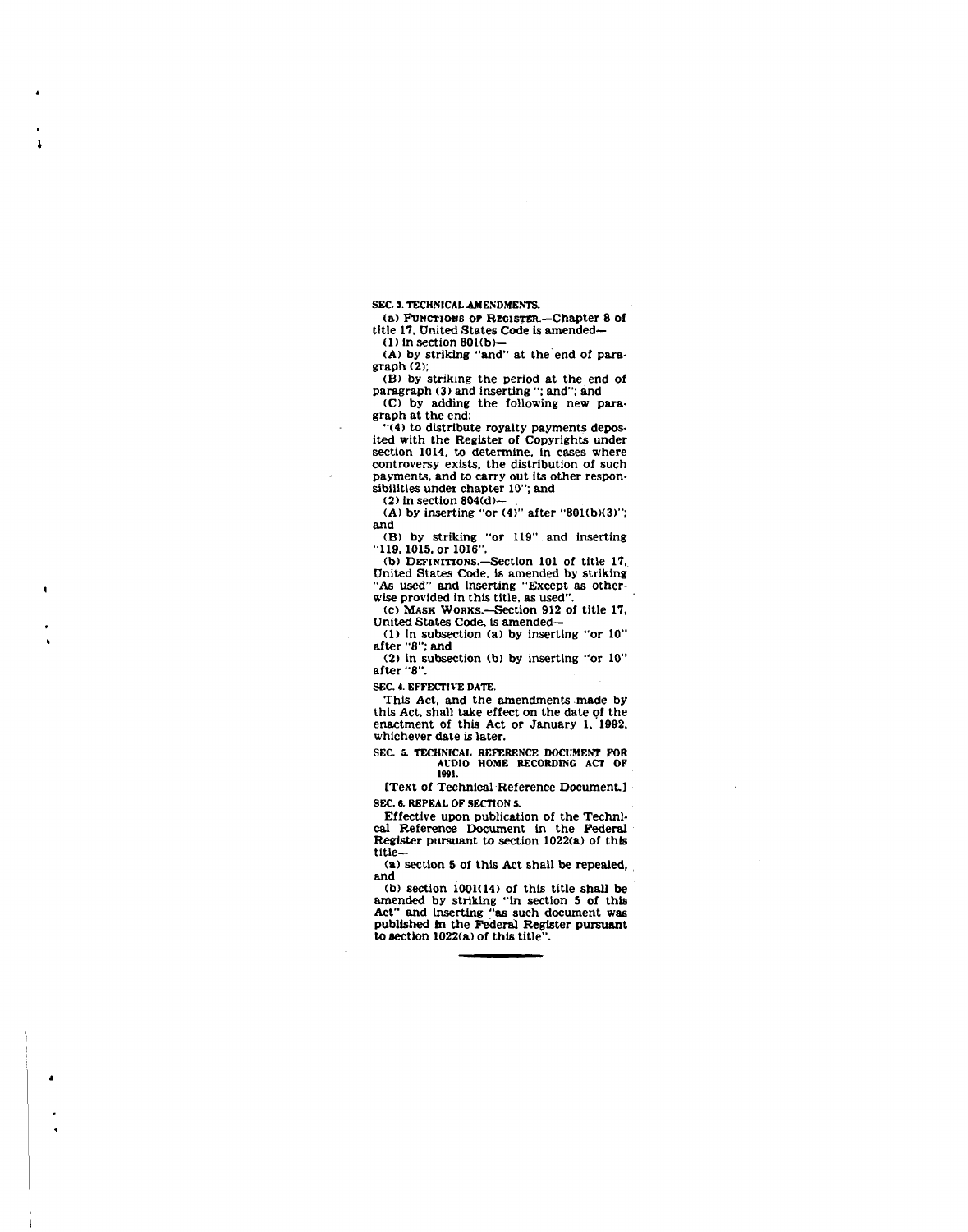**SEC. 3. TECHNICAL AMENDMENTS.**

(a) FUNCTIONS OF REGISTER.—Chapter 8 of title 17, United States Code is amended—

(1) in section 801(b)—

(A) by striking "and" at the end of paragraph (2);

(B) by striking the period at the end of paragraph (3) and inserting "; and"; and

(C) by adding the following new paragraph at the end:

"(4) to distribute royalty payments deposited with the Register of Copyrights under section 1014, to determine, in cases where controversy exists, the distribution of such payments, and to carry out its other responsibilities under chapter 10"; and

(2) in section 804(d)—

(A) by inserting "or (4)" after "801(b)(3)"; and

(B) by striking "or 119" and inserting "119, 1015, or 1016".

(b) DEFINITIONS.—Section 101 of title 17, United States Code, is amended by striking "As used" and inserting "Except as otherwise provided in this title, as used".

(c) MASK WORKS.—Section 912 of title 17, United States Code, is amended—

(1) in subsection (a) by inserting "or 10" after "8"; and

(2) in subsection (b) by inserting "or 10" after "8".

**SEC. 4. EFFECTIVE DATE.**

This Act, and the amendments made by this Act, shall take effect on the date of the enactment of this Act or January 1, 1992, whichever date is later.

**SEC. 5. TECHNICAL REFERENCE DOCUMENT FOR AUDIO HOME RECORDING ACT OF 1991.**

[Text of Technical Reference Document.]

**SEC. 6. REPEAL OF SECTION 5.**

Effective upon publication of the Technical Reference Document in the Federal Register pursuant to section 1022(a) of this title—

(a) section 5 of this Act shall be repealed, and

(b) section 1001(14) of this title shall be amended by striking "in section 5 of this Act" and inserting "as such document was published in the Federal Register pursuant to section 1022(a) of this title".